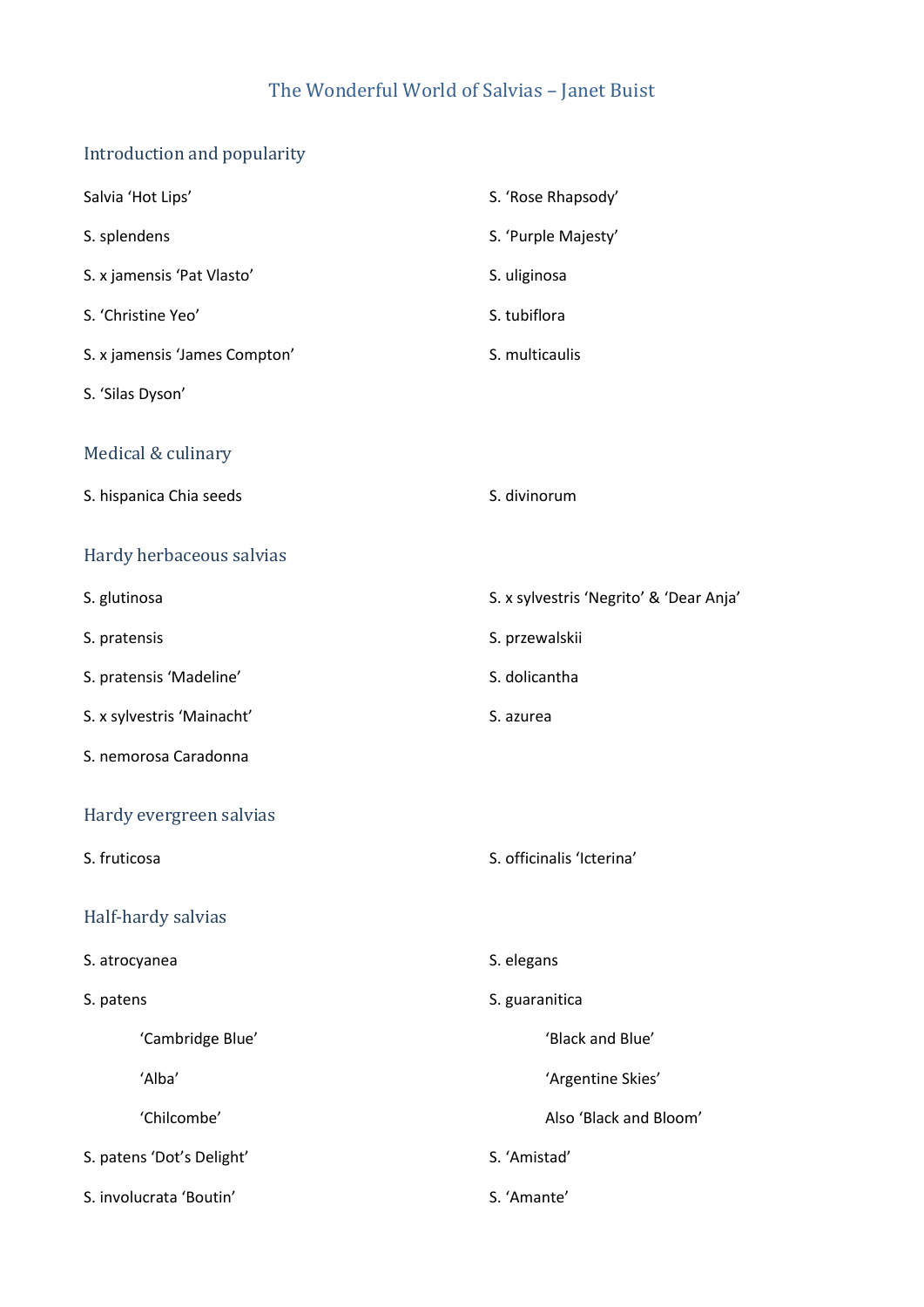# The Wonderful World of Salvias – Janet Buist

## Introduction and popularity

Salvia ‘Hot Lips’

S. splendens

S. x jamensis ‘Pat Vlasto’

S. ‘Christine Yeo’

S. x jamensis ‘James Compton’

S. ‘Silas Dyson’

S. ‘Rose Rhapsody’

S. ‘Purple Majesty’

S. uliginosa

S. tubiflora

S. multicaulis

## Medical & culinary

S. hispanica Chia seeds

S. divinorum

## Hardy herbaceous salvias

S. glutinosa

S. pratensis

S. pratensis ‘Madeline’

S. x sylvestris ‘Mainacht’

S. nemorosa Caradonna

S. x sylvestris ‘Negrito’ & ‘Dear Anja’

S. przewalskii

S. dolicantha

S. azurea

## Hardy evergreen salvias

S. fruticosa

S. officinalis ‘Icterina’

## Half-hardy salvias

S. atrocyanea

S. patens

- ‘Cambridge Blue’
- ‘Alba’
- ‘Chilcombe’

S. patens ‘Dot’s Delight’

S. involucrata ‘Boutin’

S. elegans

S. guaranitica

- ‘Black and Blue’
- ‘Argentine Skies’
- Also ‘Black and Bloom’

S. ‘Amistad’

S. ‘Amante’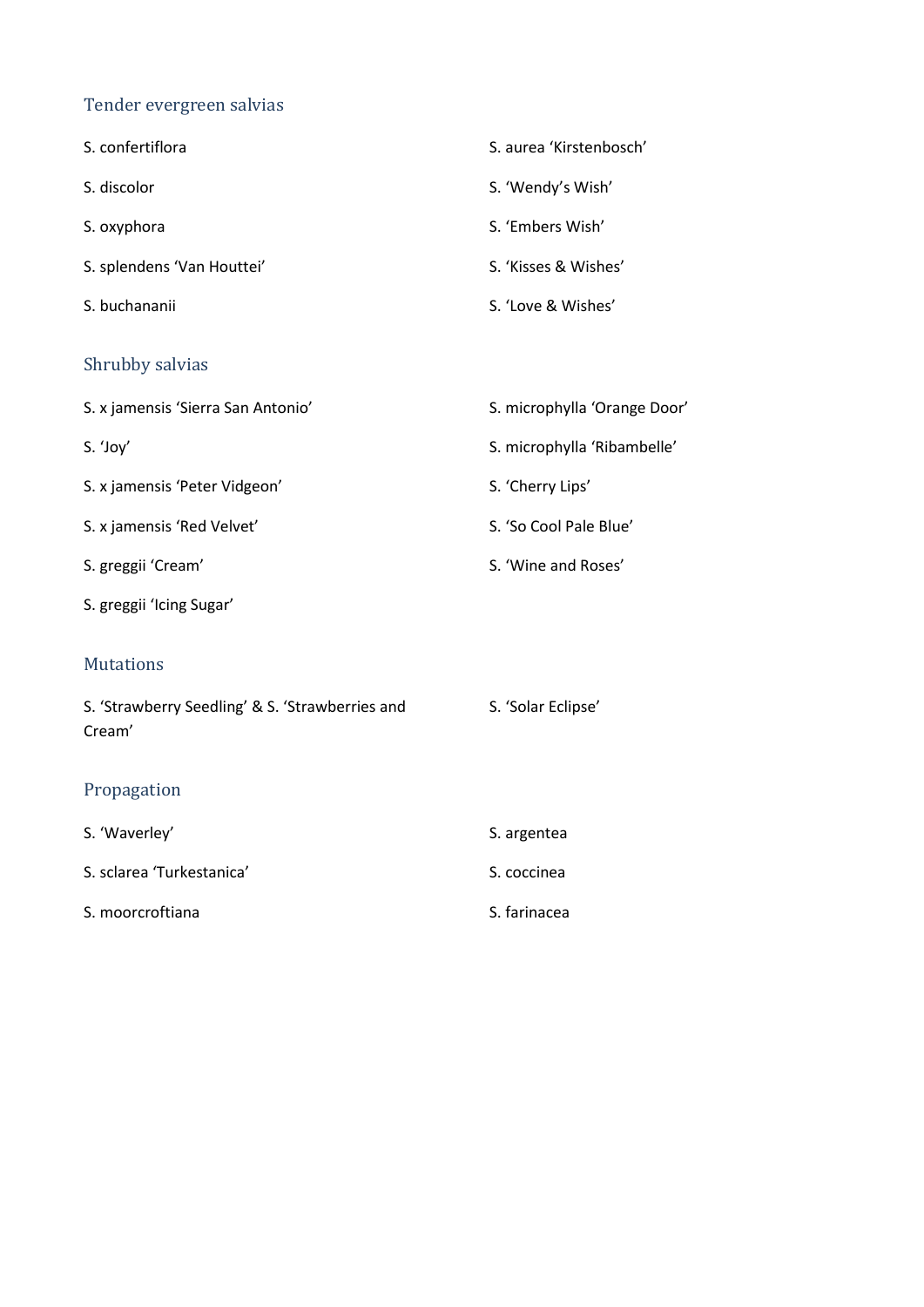## Tender evergreen salvias

S. confertiflora

S. discolor

S. oxyphora

S. splendens 'Van Houttei'

S. buchananii

S. aurea 'Kirstenbosch'

S. 'Wendy's Wish'

S. 'Embers Wish'

S. 'Kisses & Wishes'

S. 'Love & Wishes'

## Shrubby salvias

S. x jamensis 'Sierra San Antonio'

S. 'Joy'

S. x jamensis 'Peter Vidgeon'

S. x jamensis 'Red Velvet'

S. greggii 'Cream'

S. greggii 'Icing Sugar'

S. microphylla 'Orange Door'

S. microphylla 'Ribambelle'

S. 'Cherry Lips'

S. 'So Cool Pale Blue'

S. 'Wine and Roses'

## Mutations

S. 'Strawberry Seedling' & S. 'Strawberries and Cream'

S. 'Solar Eclipse'

## Propagation

S. 'Waverley'

S. sclarea 'Turkestanica'

S. moorcroftiana

S. argentea

S. coccinea

S. farinacea